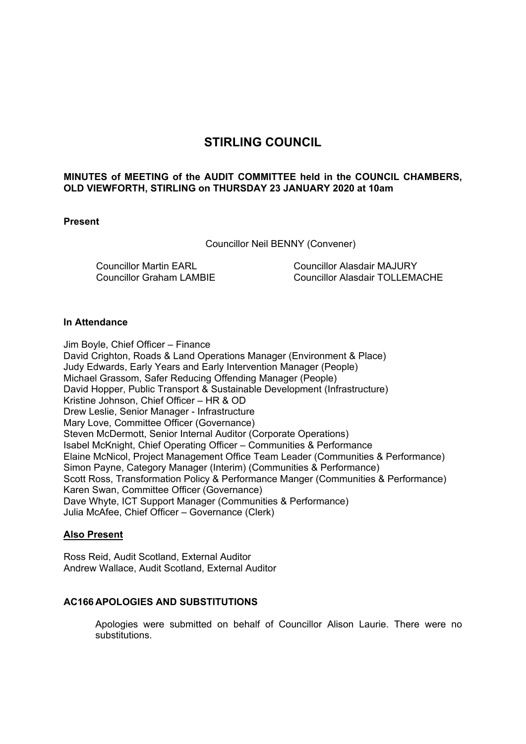# STIRLING COUNCIL

**MINUTES of MEETING of the AUDIT COMMITTEE held in the COUNCIL CHAMBERS, OLD VIEWFORTH, STIRLING on THURSDAY 23 JANUARY 2020 at 10am**

**Present**

Councillor Neil BENNY (Convener)

Councillor Martin EARL
Councillor Graham LAMBIE
Councillor Alasdair MAJURY
Councillor Alasdair TOLLEMACHE

**In Attendance**

Jim Boyle, Chief Officer – Finance
David Crighton, Roads & Land Operations Manager (Environment & Place)
Judy Edwards, Early Years and Early Intervention Manager (People)
Michael Grassom, Safer Reducing Offending Manager (People)
David Hopper, Public Transport & Sustainable Development (Infrastructure)
Kristine Johnson, Chief Officer – HR & OD
Drew Leslie, Senior Manager - Infrastructure
Mary Love, Committee Officer (Governance)
Steven McDermott, Senior Internal Auditor (Corporate Operations)
Isabel McKnight, Chief Operating Officer – Communities & Performance
Elaine McNicol, Project Management Office Team Leader (Communities & Performance)
Simon Payne, Category Manager (Interim) (Communities & Performance)
Scott Ross, Transformation Policy & Performance Manger (Communities & Performance)
Karen Swan, Committee Officer (Governance)
Dave Whyte, ICT Support Manager (Communities & Performance)
Julia McAfee, Chief Officer – Governance (Clerk)

**Also Present**

Ross Reid, Audit Scotland, External Auditor
Andrew Wallace, Audit Scotland, External Auditor

### AC166 APOLOGIES AND SUBSTITUTIONS

Apologies were submitted on behalf of Councillor Alison Laurie. There were no substitutions.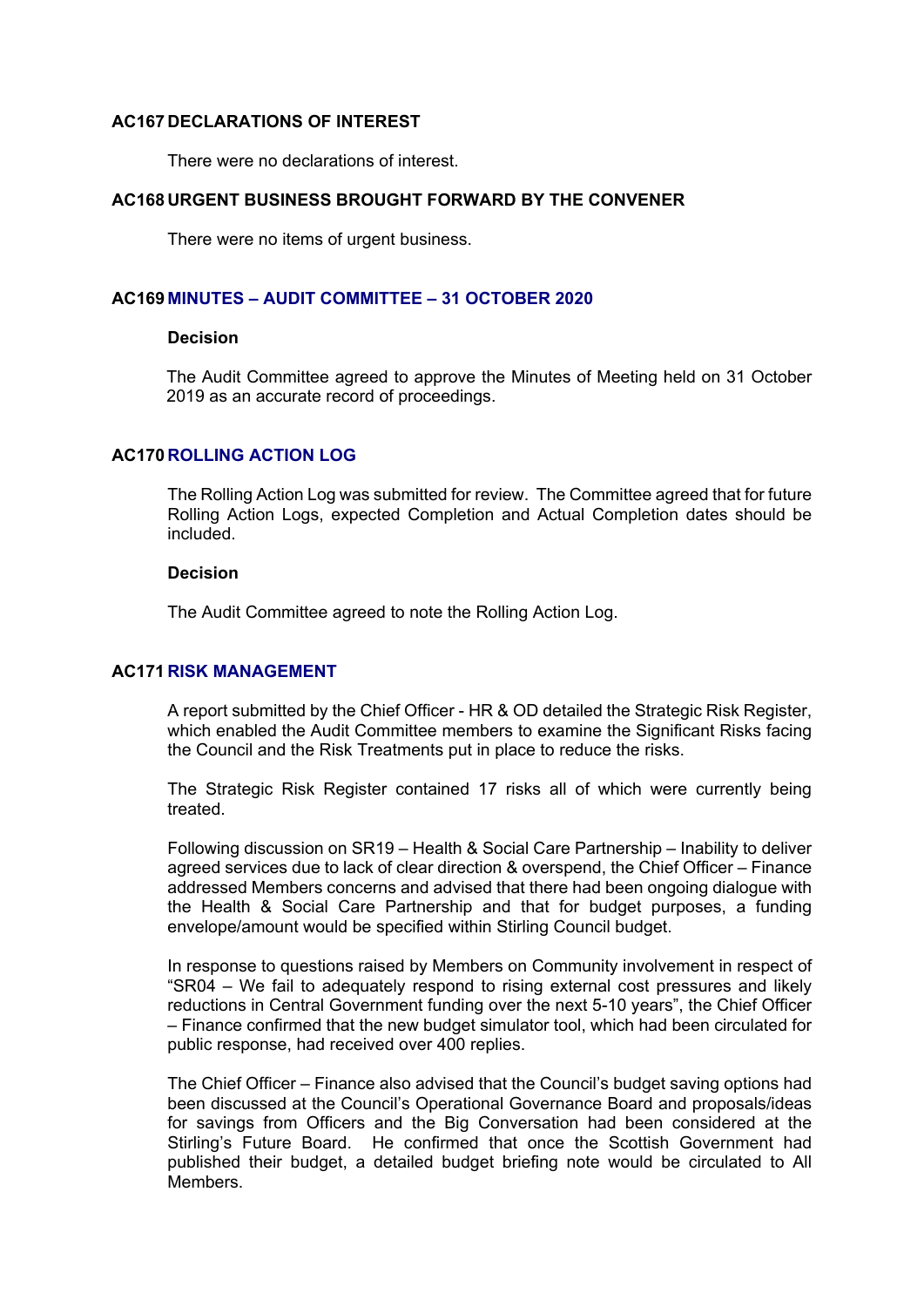## AC167 DECLARATIONS OF INTEREST

There were no declarations of interest.

## AC168 URGENT BUSINESS BROUGHT FORWARD BY THE CONVENER

There were no items of urgent business.

## AC169 MINUTES – AUDIT COMMITTEE – 31 OCTOBER 2020

**Decision**

The Audit Committee agreed to approve the Minutes of Meeting held on 31 October 2019 as an accurate record of proceedings.

## AC170 ROLLING ACTION LOG

The Rolling Action Log was submitted for review. The Committee agreed that for future Rolling Action Logs, expected Completion and Actual Completion dates should be included.

**Decision**

The Audit Committee agreed to note the Rolling Action Log.

## AC171 RISK MANAGEMENT

A report submitted by the Chief Officer - HR & OD detailed the Strategic Risk Register, which enabled the Audit Committee members to examine the Significant Risks facing the Council and the Risk Treatments put in place to reduce the risks.

The Strategic Risk Register contained 17 risks all of which were currently being treated.

Following discussion on SR19 – Health & Social Care Partnership – Inability to deliver agreed services due to lack of clear direction & overspend, the Chief Officer – Finance addressed Members concerns and advised that there had been ongoing dialogue with the Health & Social Care Partnership and that for budget purposes, a funding envelope/amount would be specified within Stirling Council budget.

In response to questions raised by Members on Community involvement in respect of "SR04 – We fail to adequately respond to rising external cost pressures and likely reductions in Central Government funding over the next 5-10 years", the Chief Officer – Finance confirmed that the new budget simulator tool, which had been circulated for public response, had received over 400 replies.

The Chief Officer – Finance also advised that the Council's budget saving options had been discussed at the Council's Operational Governance Board and proposals/ideas for savings from Officers and the Big Conversation had been considered at the Stirling's Future Board. He confirmed that once the Scottish Government had published their budget, a detailed budget briefing note would be circulated to All Members.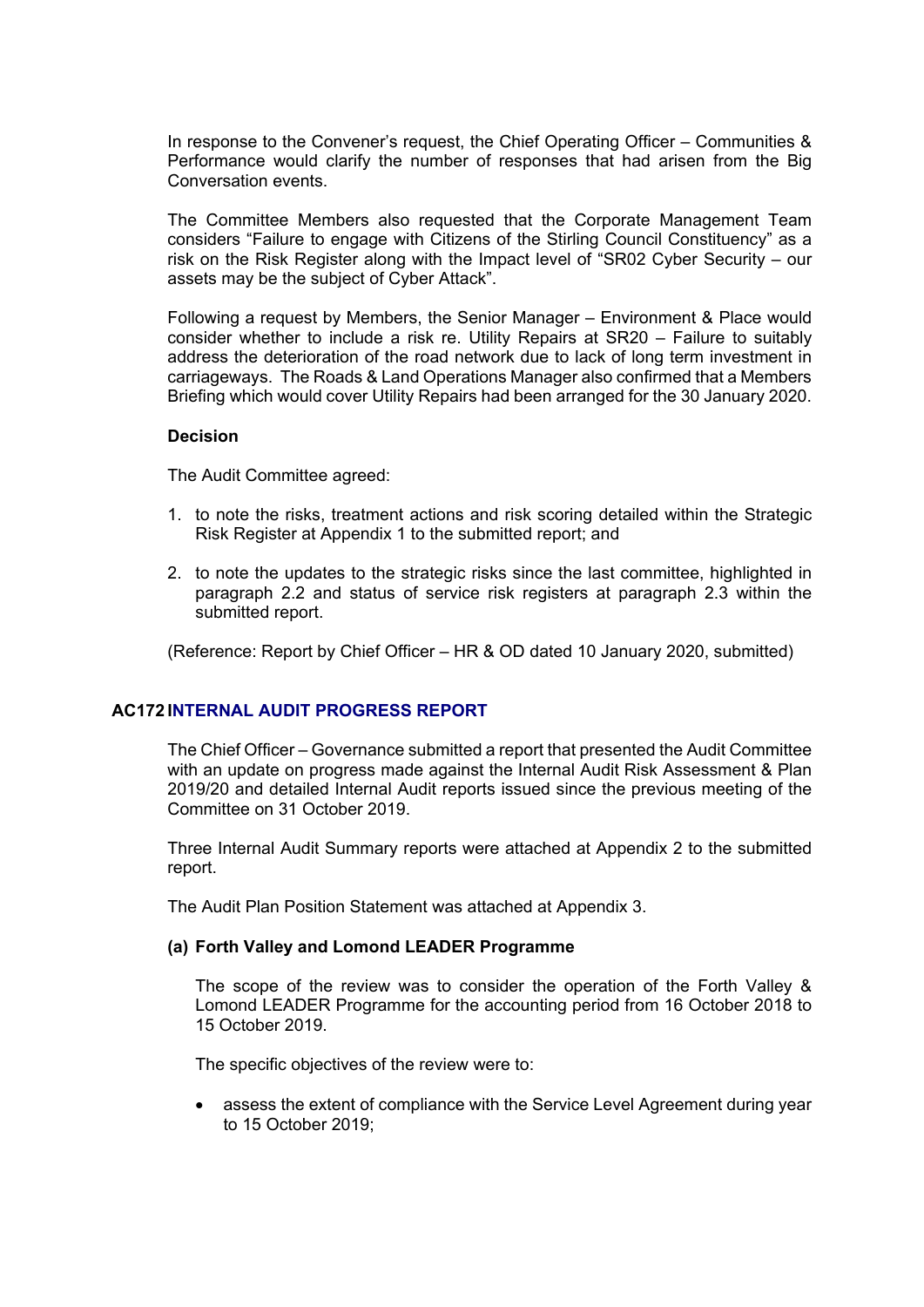In response to the Convener's request, the Chief Operating Officer – Communities & Performance would clarify the number of responses that had arisen from the Big Conversation events.

The Committee Members also requested that the Corporate Management Team considers "Failure to engage with Citizens of the Stirling Council Constituency" as a risk on the Risk Register along with the Impact level of "SR02 Cyber Security – our assets may be the subject of Cyber Attack".

Following a request by Members, the Senior Manager – Environment & Place would consider whether to include a risk re. Utility Repairs at SR20 – Failure to suitably address the deterioration of the road network due to lack of long term investment in carriageways. The Roads & Land Operations Manager also confirmed that a Members Briefing which would cover Utility Repairs had been arranged for the 30 January 2020.

**Decision**

The Audit Committee agreed:

1. to note the risks, treatment actions and risk scoring detailed within the Strategic Risk Register at Appendix 1 to the submitted report; and
2. to note the updates to the strategic risks since the last committee, highlighted in paragraph 2.2 and status of service risk registers at paragraph 2.3 within the submitted report.

(Reference: Report by Chief Officer – HR & OD dated 10 January 2020, submitted)

## AC172 INTERNAL AUDIT PROGRESS REPORT

The Chief Officer – Governance submitted a report that presented the Audit Committee with an update on progress made against the Internal Audit Risk Assessment & Plan 2019/20 and detailed Internal Audit reports issued since the previous meeting of the Committee on 31 October 2019.

Three Internal Audit Summary reports were attached at Appendix 2 to the submitted report.

The Audit Plan Position Statement was attached at Appendix 3.

**(a) Forth Valley and Lomond LEADER Programme**

The scope of the review was to consider the operation of the Forth Valley & Lomond LEADER Programme for the accounting period from 16 October 2018 to 15 October 2019.

The specific objectives of the review were to:

- assess the extent of compliance with the Service Level Agreement during year to 15 October 2019;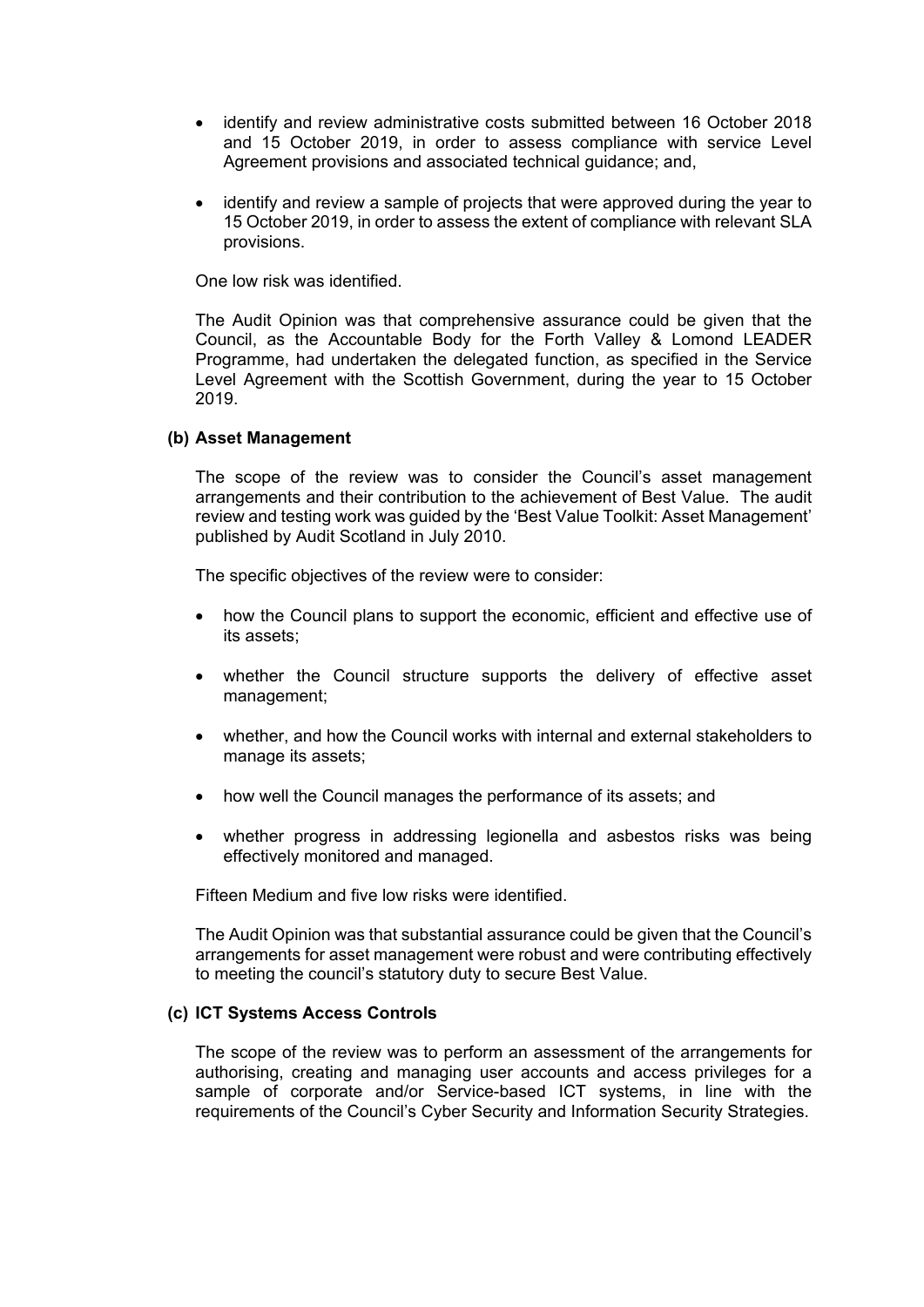- identify and review administrative costs submitted between 16 October 2018 and 15 October 2019, in order to assess compliance with service Level Agreement provisions and associated technical guidance; and,

- identify and review a sample of projects that were approved during the year to 15 October 2019, in order to assess the extent of compliance with relevant SLA provisions.

One low risk was identified.

The Audit Opinion was that comprehensive assurance could be given that the Council, as the Accountable Body for the Forth Valley & Lomond LEADER Programme, had undertaken the delegated function, as specified in the Service Level Agreement with the Scottish Government, during the year to 15 October 2019.

**(b) Asset Management**

The scope of the review was to consider the Council's asset management arrangements and their contribution to the achievement of Best Value. The audit review and testing work was guided by the 'Best Value Toolkit: Asset Management' published by Audit Scotland in July 2010.

The specific objectives of the review were to consider:

- how the Council plans to support the economic, efficient and effective use of its assets;

- whether the Council structure supports the delivery of effective asset management;

- whether, and how the Council works with internal and external stakeholders to manage its assets;

- how well the Council manages the performance of its assets; and

- whether progress in addressing legionella and asbestos risks was being effectively monitored and managed.

Fifteen Medium and five low risks were identified.

The Audit Opinion was that substantial assurance could be given that the Council's arrangements for asset management were robust and were contributing effectively to meeting the council's statutory duty to secure Best Value.

**(c) ICT Systems Access Controls**

The scope of the review was to perform an assessment of the arrangements for authorising, creating and managing user accounts and access privileges for a sample of corporate and/or Service-based ICT systems, in line with the requirements of the Council's Cyber Security and Information Security Strategies.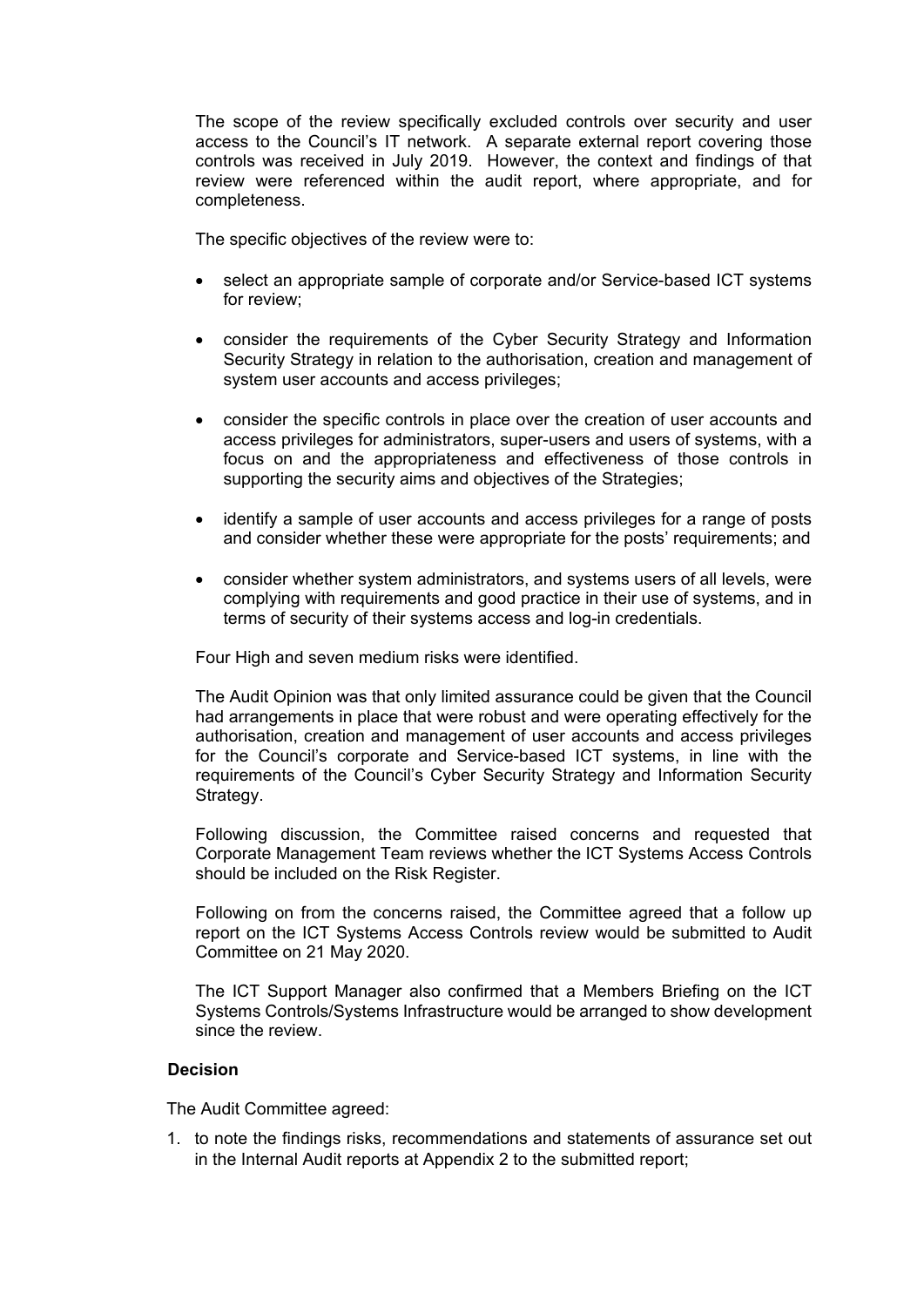The scope of the review specifically excluded controls over security and user access to the Council's IT network. A separate external report covering those controls was received in July 2019. However, the context and findings of that review were referenced within the audit report, where appropriate, and for completeness.

The specific objectives of the review were to:

- select an appropriate sample of corporate and/or Service-based ICT systems for review;
- consider the requirements of the Cyber Security Strategy and Information Security Strategy in relation to the authorisation, creation and management of system user accounts and access privileges;
- consider the specific controls in place over the creation of user accounts and access privileges for administrators, super-users and users of systems, with a focus on and the appropriateness and effectiveness of those controls in supporting the security aims and objectives of the Strategies;
- identify a sample of user accounts and access privileges for a range of posts and consider whether these were appropriate for the posts' requirements; and
- consider whether system administrators, and systems users of all levels, were complying with requirements and good practice in their use of systems, and in terms of security of their systems access and log-in credentials.

Four High and seven medium risks were identified.

The Audit Opinion was that only limited assurance could be given that the Council had arrangements in place that were robust and were operating effectively for the authorisation, creation and management of user accounts and access privileges for the Council's corporate and Service-based ICT systems, in line with the requirements of the Council's Cyber Security Strategy and Information Security Strategy.

Following discussion, the Committee raised concerns and requested that Corporate Management Team reviews whether the ICT Systems Access Controls should be included on the Risk Register.

Following on from the concerns raised, the Committee agreed that a follow up report on the ICT Systems Access Controls review would be submitted to Audit Committee on 21 May 2020.

The ICT Support Manager also confirmed that a Members Briefing on the ICT Systems Controls/Systems Infrastructure would be arranged to show development since the review.

**Decision**

The Audit Committee agreed:

1. to note the findings risks, recommendations and statements of assurance set out in the Internal Audit reports at Appendix 2 to the submitted report;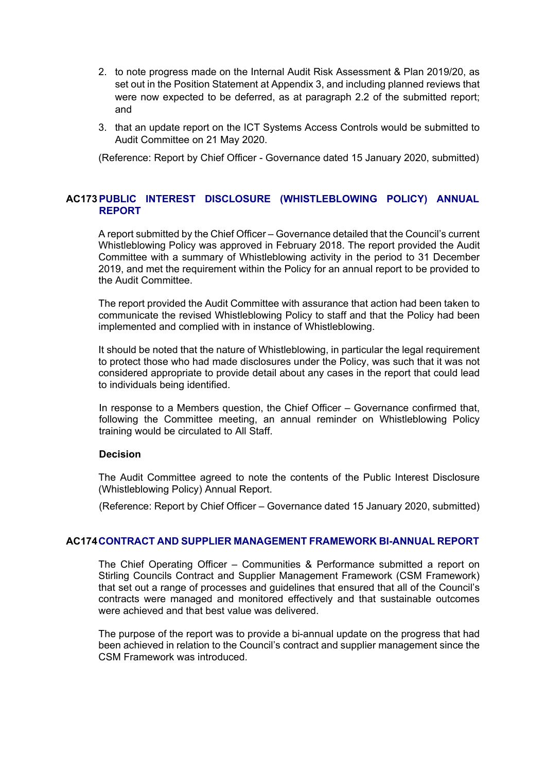2. to note progress made on the Internal Audit Risk Assessment & Plan 2019/20, as set out in the Position Statement at Appendix 3, and including planned reviews that were now expected to be deferred, as at paragraph 2.2 of the submitted report; and
3. that an update report on the ICT Systems Access Controls would be submitted to Audit Committee on 21 May 2020.

(Reference: Report by Chief Officer - Governance dated 15 January 2020, submitted)

## AC173 PUBLIC INTEREST DISCLOSURE (WHISTLEBLOWING POLICY) ANNUAL REPORT

A report submitted by the Chief Officer – Governance detailed that the Council's current Whistleblowing Policy was approved in February 2018. The report provided the Audit Committee with a summary of Whistleblowing activity in the period to 31 December 2019, and met the requirement within the Policy for an annual report to be provided to the Audit Committee.

The report provided the Audit Committee with assurance that action had been taken to communicate the revised Whistleblowing Policy to staff and that the Policy had been implemented and complied with in instance of Whistleblowing.

It should be noted that the nature of Whistleblowing, in particular the legal requirement to protect those who had made disclosures under the Policy, was such that it was not considered appropriate to provide detail about any cases in the report that could lead to individuals being identified.

In response to a Members question, the Chief Officer – Governance confirmed that, following the Committee meeting, an annual reminder on Whistleblowing Policy training would be circulated to All Staff.

**Decision**

The Audit Committee agreed to note the contents of the Public Interest Disclosure (Whistleblowing Policy) Annual Report.

(Reference: Report by Chief Officer – Governance dated 15 January 2020, submitted)

## AC174 CONTRACT AND SUPPLIER MANAGEMENT FRAMEWORK BI-ANNUAL REPORT

The Chief Operating Officer – Communities & Performance submitted a report on Stirling Councils Contract and Supplier Management Framework (CSM Framework) that set out a range of processes and guidelines that ensured that all of the Council's contracts were managed and monitored effectively and that sustainable outcomes were achieved and that best value was delivered.

The purpose of the report was to provide a bi-annual update on the progress that had been achieved in relation to the Council's contract and supplier management since the CSM Framework was introduced.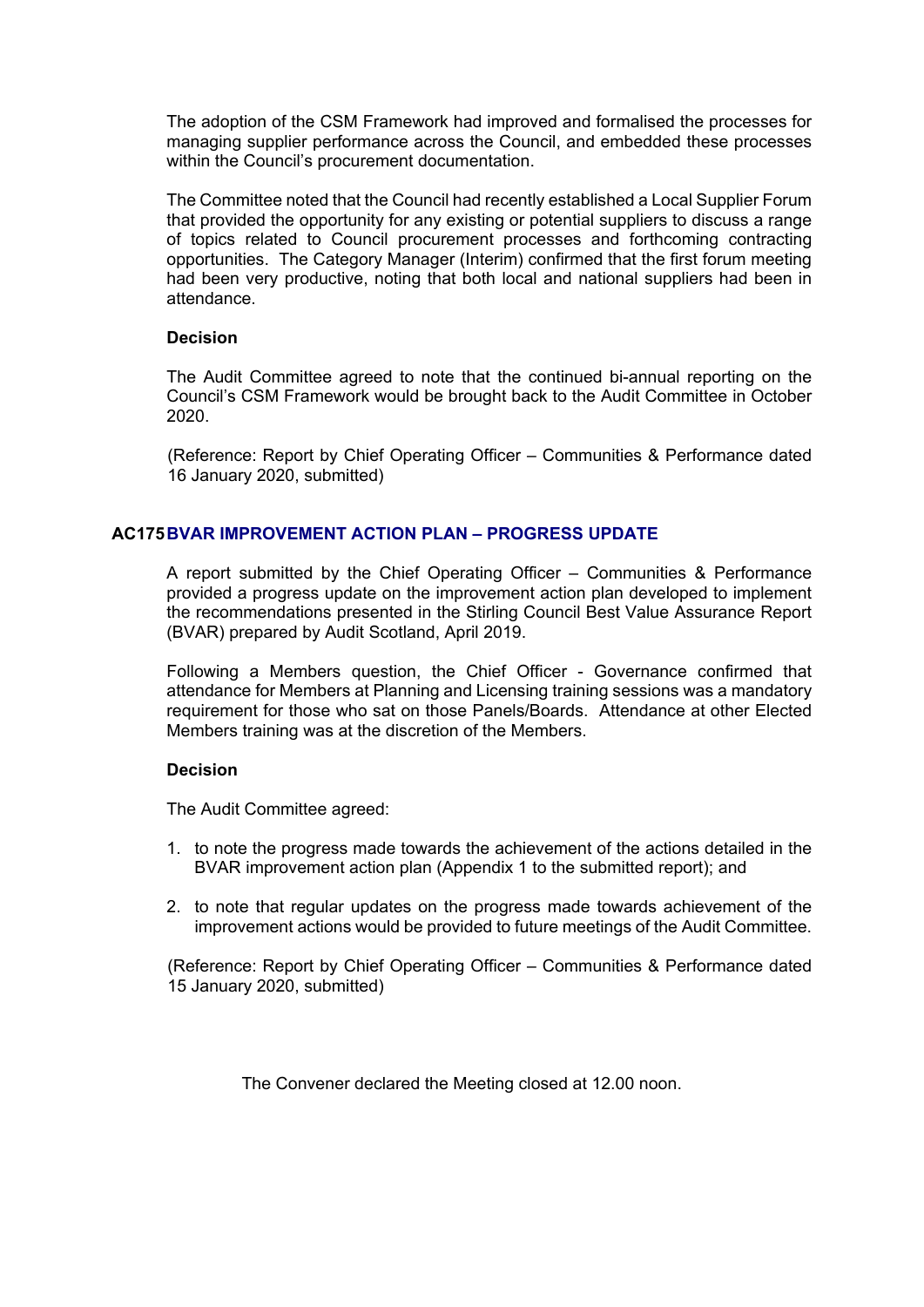The adoption of the CSM Framework had improved and formalised the processes for managing supplier performance across the Council, and embedded these processes within the Council's procurement documentation.

The Committee noted that the Council had recently established a Local Supplier Forum that provided the opportunity for any existing or potential suppliers to discuss a range of topics related to Council procurement processes and forthcoming contracting opportunities. The Category Manager (Interim) confirmed that the first forum meeting had been very productive, noting that both local and national suppliers had been in attendance.

**Decision**

The Audit Committee agreed to note that the continued bi-annual reporting on the Council's CSM Framework would be brought back to the Audit Committee in October 2020.

(Reference: Report by Chief Operating Officer – Communities & Performance dated 16 January 2020, submitted)

## AC175 BVAR IMPROVEMENT ACTION PLAN – PROGRESS UPDATE

A report submitted by the Chief Operating Officer – Communities & Performance provided a progress update on the improvement action plan developed to implement the recommendations presented in the Stirling Council Best Value Assurance Report (BVAR) prepared by Audit Scotland, April 2019.

Following a Members question, the Chief Officer - Governance confirmed that attendance for Members at Planning and Licensing training sessions was a mandatory requirement for those who sat on those Panels/Boards. Attendance at other Elected Members training was at the discretion of the Members.

**Decision**

The Audit Committee agreed:

1. to note the progress made towards the achievement of the actions detailed in the BVAR improvement action plan (Appendix 1 to the submitted report); and
2. to note that regular updates on the progress made towards achievement of the improvement actions would be provided to future meetings of the Audit Committee.

(Reference: Report by Chief Operating Officer – Communities & Performance dated 15 January 2020, submitted)

The Convener declared the Meeting closed at 12.00 noon.